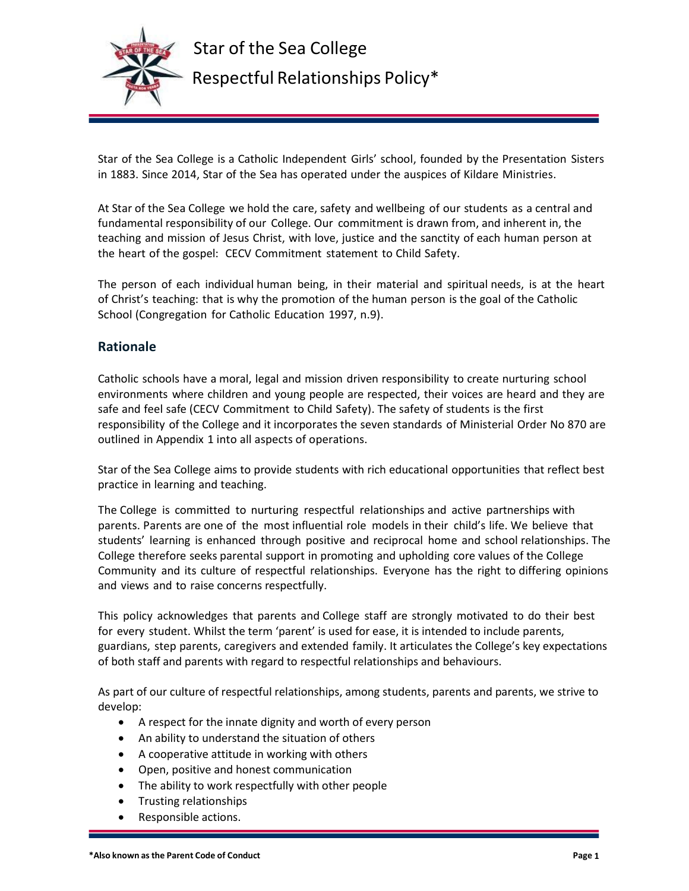# Star of the Sea College

# Respectful Relationships Policy*

Star of the Sea College is a Catholic Independent Girls' school, founded by the Presentation Sisters in 1883. Since 2014, Star of the Sea has operated under the auspices of Kildare Ministries.

At Star of the Sea College we hold the care, safety and wellbeing of our students as a central and fundamental responsibility of our College. Our commitment is drawn from, and inherent in, the teaching and mission of Jesus Christ, with love, justice and the sanctity of each human person at the heart of the gospel: CECV Commitment statement to Child Safety.

The person of each individual human being, in their material and spiritual needs, is at the heart of Christ's teaching: that is why the promotion of the human person is the goal of the Catholic School (Congregation for Catholic Education 1997, n.9).

## Rationale

Catholic schools have a moral, legal and mission driven responsibility to create nurturing school environments where children and young people are respected, their voices are heard and they are safe and feel safe (CECV Commitment to Child Safety). The safety of students is the first responsibility of the College and it incorporates the seven standards of Ministerial Order No 870 are outlined in Appendix 1 into all aspects of operations.

Star of the Sea College aims to provide students with rich educational opportunities that reflect best practice in learning and teaching.

The College is committed to nurturing respectful relationships and active partnerships with parents. Parents are one of the most influential role models in their child's life. We believe that students' learning is enhanced through positive and reciprocal home and school relationships. The College therefore seeks parental support in promoting and upholding core values of the College Community and its culture of respectful relationships. Everyone has the right to differing opinions and views and to raise concerns respectfully.

This policy acknowledges that parents and College staff are strongly motivated to do their best for every student. Whilst the term 'parent' is used for ease, it is intended to include parents, guardians, step parents, caregivers and extended family. It articulates the College's key expectations of both staff and parents with regard to respectful relationships and behaviours.

As part of our culture of respectful relationships, among students, parents and parents, we strive to develop:

- A respect for the innate dignity and worth of every person
- An ability to understand the situation of others
- A cooperative attitude in working with others
- Open, positive and honest communication
- The ability to work respectfully with other people
- Trusting relationships
- Responsible actions.

*Also known as the Parent Code of Conduct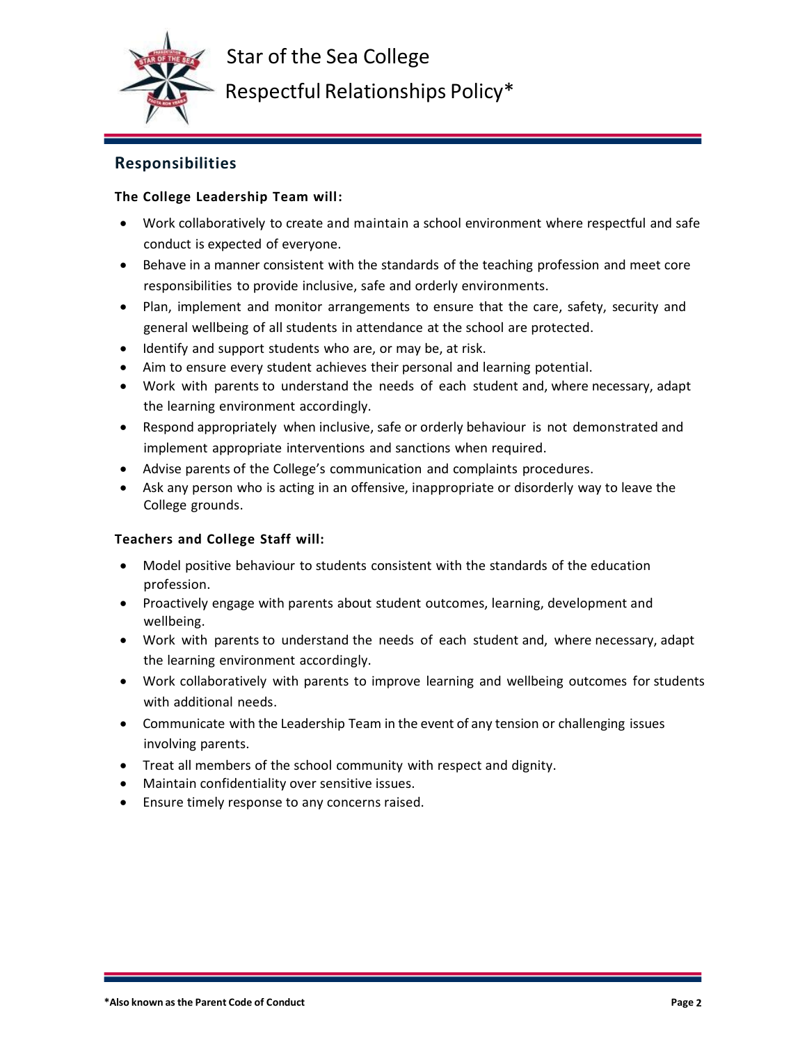## Responsibilities

**The College Leadership Team will:**

- Work collaboratively to create and maintain a school environment where respectful and safe conduct is expected of everyone.
- Behave in a manner consistent with the standards of the teaching profession and meet core responsibilities to provide inclusive, safe and orderly environments.
- Plan, implement and monitor arrangements to ensure that the care, safety, security and general wellbeing of all students in attendance at the school are protected.
- Identify and support students who are, or may be, at risk.
- Aim to ensure every student achieves their personal and learning potential.
- Work with parents to understand the needs of each student and, where necessary, adapt the learning environment accordingly.
- Respond appropriately when inclusive, safe or orderly behaviour is not demonstrated and implement appropriate interventions and sanctions when required.
- Advise parents of the College's communication and complaints procedures.
- Ask any person who is acting in an offensive, inappropriate or disorderly way to leave the College grounds.

**Teachers and College Staff will:**

- Model positive behaviour to students consistent with the standards of the education profession.
- Proactively engage with parents about student outcomes, learning, development and wellbeing.
- Work with parents to understand the needs of each student and, where necessary, adapt the learning environment accordingly.
- Work collaboratively with parents to improve learning and wellbeing outcomes for students with additional needs.
- Communicate with the Leadership Team in the event of any tension or challenging issues involving parents.
- Treat all members of the school community with respect and dignity.
- Maintain confidentiality over sensitive issues.
- Ensure timely response to any concerns raised.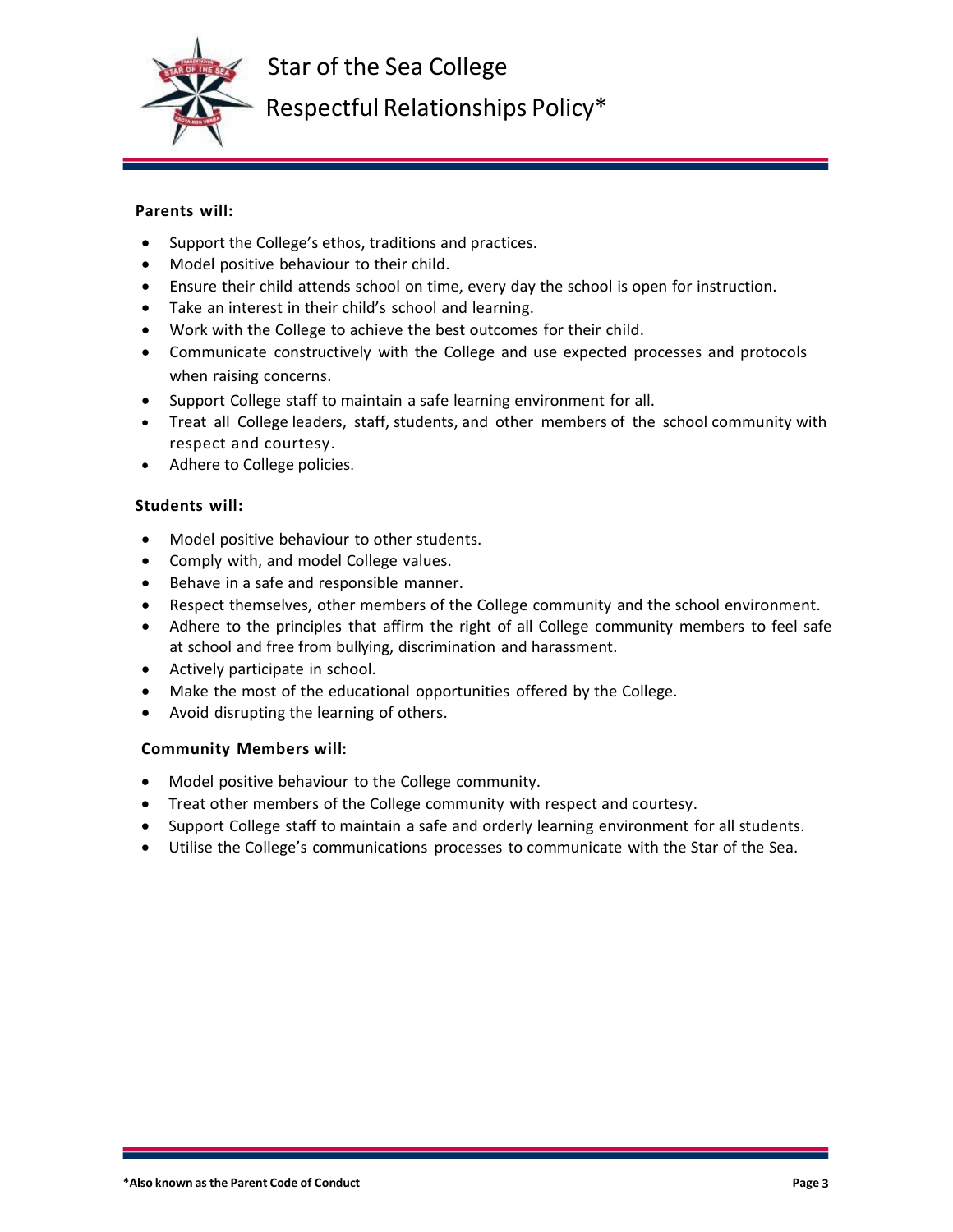**Parents will:**

- Support the College's ethos, traditions and practices.
- Model positive behaviour to their child.
- Ensure their child attends school on time, every day the school is open for instruction.
- Take an interest in their child's school and learning.
- Work with the College to achieve the best outcomes for their child.
- Communicate constructively with the College and use expected processes and protocols when raising concerns.
- Support College staff to maintain a safe learning environment for all.
- Treat all College leaders, staff, students, and other members of the school community with respect and courtesy.
- Adhere to College policies.

**Students will:**

- Model positive behaviour to other students.
- Comply with, and model College values.
- Behave in a safe and responsible manner.
- Respect themselves, other members of the College community and the school environment.
- Adhere to the principles that affirm the right of all College community members to feel safe at school and free from bullying, discrimination and harassment.
- Actively participate in school.
- Make the most of the educational opportunities offered by the College.
- Avoid disrupting the learning of others.

**Community Members will:**

- Model positive behaviour to the College community.
- Treat other members of the College community with respect and courtesy.
- Support College staff to maintain a safe and orderly learning environment for all students.
- Utilise the College's communications processes to communicate with the Star of the Sea.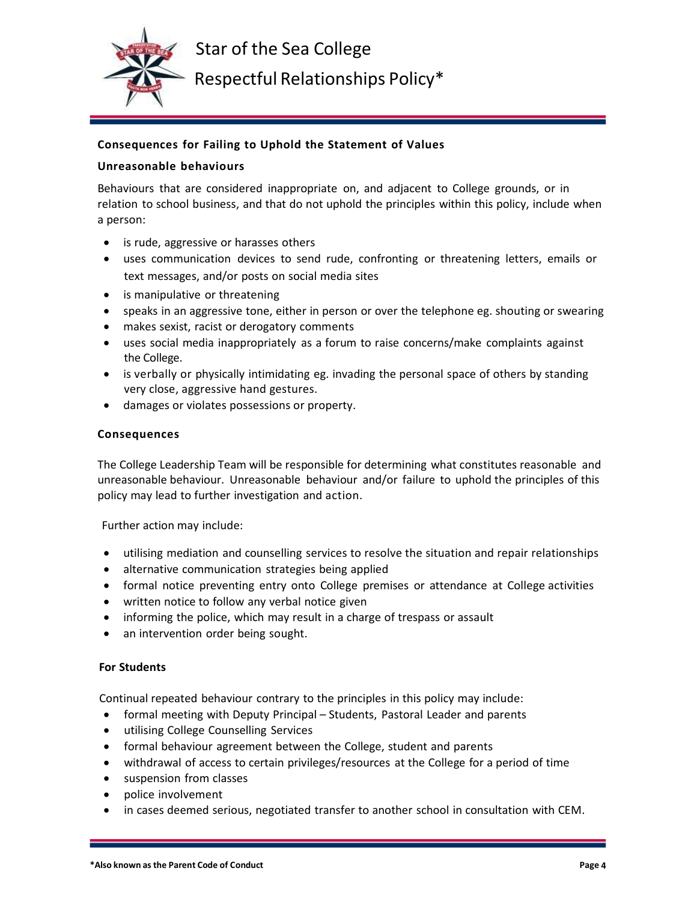## Consequences for Failing to Uphold the Statement of Values

### Unreasonable behaviours

Behaviours that are considered inappropriate on, and adjacent to College grounds, or in relation to school business, and that do not uphold the principles within this policy, include when a person:

- is rude, aggressive or harasses others
- uses communication devices to send rude, confronting or threatening letters, emails or text messages, and/or posts on social media sites
- is manipulative or threatening
- speaks in an aggressive tone, either in person or over the telephone eg. shouting or swearing
- makes sexist, racist or derogatory comments
- uses social media inappropriately as a forum to raise concerns/make complaints against the College.
- is verbally or physically intimidating eg. invading the personal space of others by standing very close, aggressive hand gestures.
- damages or violates possessions or property.

### Consequences

The College Leadership Team will be responsible for determining what constitutes reasonable and unreasonable behaviour. Unreasonable behaviour and/or failure to uphold the principles of this policy may lead to further investigation and action.

Further action may include:

- utilising mediation and counselling services to resolve the situation and repair relationships
- alternative communication strategies being applied
- formal notice preventing entry onto College premises or attendance at College activities
- written notice to follow any verbal notice given
- informing the police, which may result in a charge of trespass or assault
- an intervention order being sought.

### For Students

Continual repeated behaviour contrary to the principles in this policy may include:

- formal meeting with Deputy Principal – Students, Pastoral Leader and parents
- utilising College Counselling Services
- formal behaviour agreement between the College, student and parents
- withdrawal of access to certain privileges/resources at the College for a period of time
- suspension from classes
- police involvement
- in cases deemed serious, negotiated transfer to another school in consultation with CEM.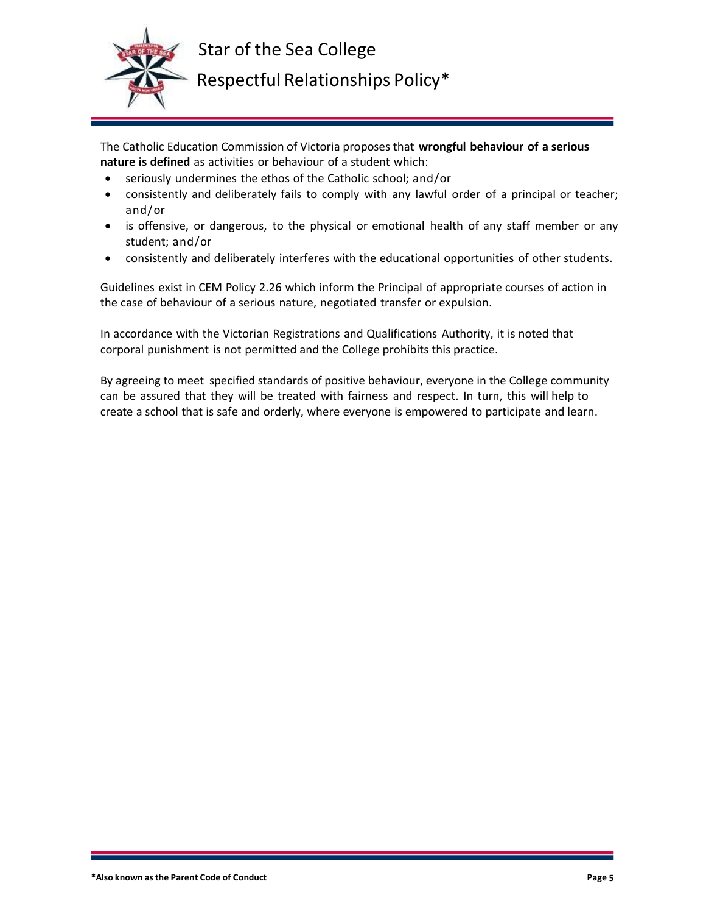The Catholic Education Commission of Victoria proposes that **wrongful behaviour of a serious nature is defined** as activities or behaviour of a student which:

- seriously undermines the ethos of the Catholic school; and/or
- consistently and deliberately fails to comply with any lawful order of a principal or teacher; and/or
- is offensive, or dangerous, to the physical or emotional health of any staff member or any student; and/or
- consistently and deliberately interferes with the educational opportunities of other students.

Guidelines exist in CEM Policy 2.26 which inform the Principal of appropriate courses of action in the case of behaviour of a serious nature, negotiated transfer or expulsion.

In accordance with the Victorian Registrations and Qualifications Authority, it is noted that corporal punishment is not permitted and the College prohibits this practice.

By agreeing to meet specified standards of positive behaviour, everyone in the College community can be assured that they will be treated with fairness and respect. In turn, this will help to create a school that is safe and orderly, where everyone is empowered to participate and learn.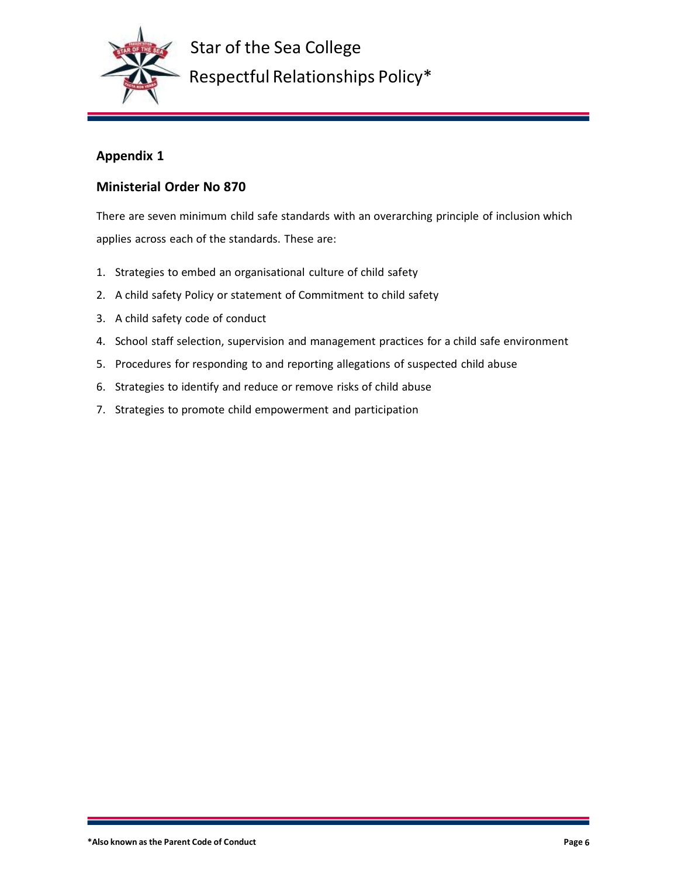## Appendix 1

### Ministerial Order No 870

There are seven minimum child safe standards with an overarching principle of inclusion which applies across each of the standards. These are:

1. Strategies to embed an organisational culture of child safety
2. A child safety Policy or statement of Commitment to child safety
3. A child safety code of conduct
4. School staff selection, supervision and management practices for a child safe environment
5. Procedures for responding to and reporting allegations of suspected child abuse
6. Strategies to identify and reduce or remove risks of child abuse
7. Strategies to promote child empowerment and participation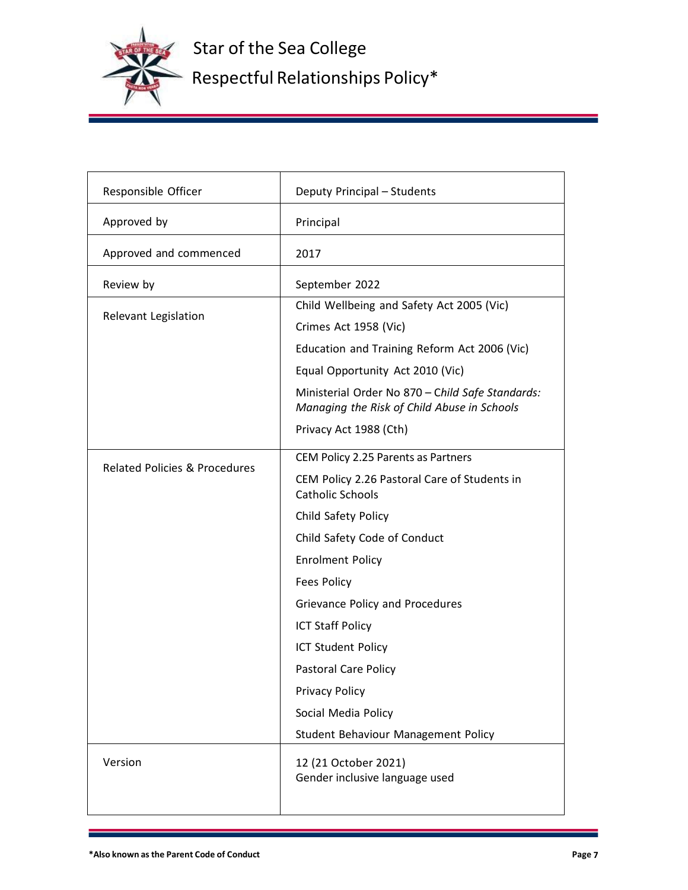# Star of the Sea College

## Respectful Relationships Policy*

| | |
|---|---|
| Responsible Officer | Deputy Principal – Students |
| Approved by | Principal |
| Approved and commenced | 2017 |
| Review by | September 2022 |
| Relevant Legislation | Child Wellbeing and Safety Act 2005 (Vic)<br>Crimes Act 1958 (Vic)<br>Education and Training Reform Act 2006 (Vic)<br>Equal Opportunity Act 2010 (Vic)<br>Ministerial Order No 870 – *Child Safe Standards: Managing the Risk of Child Abuse in Schools*<br>Privacy Act 1988 (Cth) |
| Related Policies & Procedures | CEM Policy 2.25 Parents as Partners<br>CEM Policy 2.26 Pastoral Care of Students in Catholic Schools<br>Child Safety Policy<br>Child Safety Code of Conduct<br>Enrolment Policy<br>Fees Policy<br>Grievance Policy and Procedures<br>ICT Staff Policy<br>ICT Student Policy<br>Pastoral Care Policy<br>Privacy Policy<br>Social Media Policy<br>Student Behaviour Management Policy |
| Version | 12 (21 October 2021)<br>Gender inclusive language used |

**\*Also known as the Parent Code of Conduct**